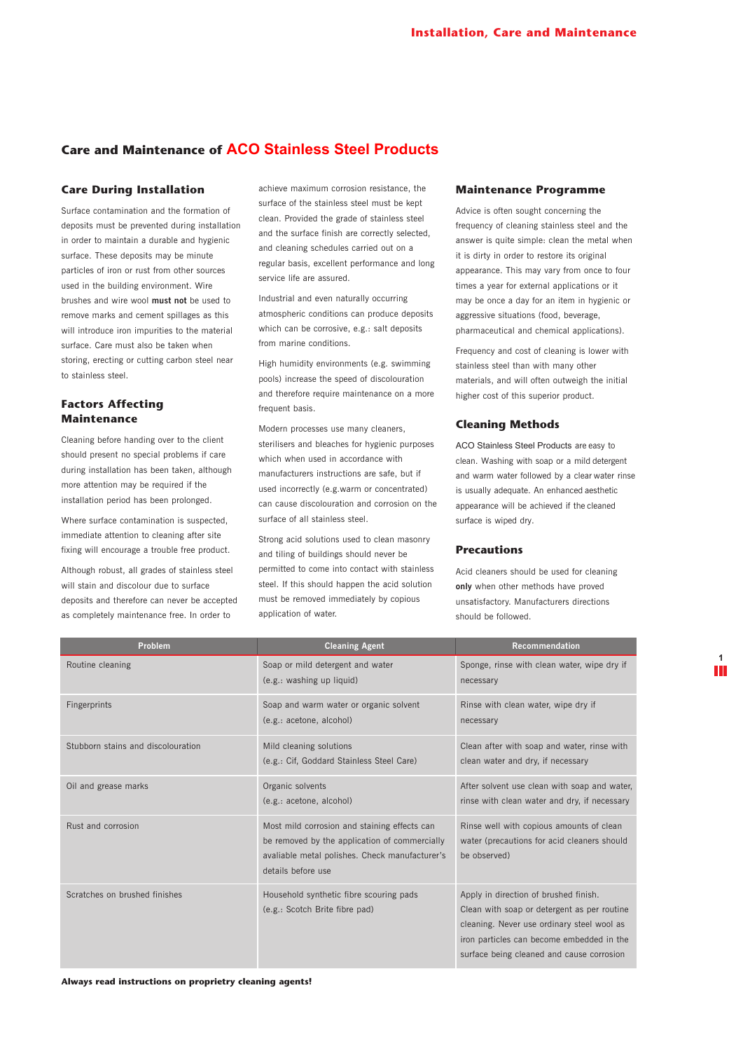# Care and Maintenance of ACO Stainless Steel Products

## Care During Installation

Surface contamination and the formation of deposits must be prevented during installation in order to maintain a durable and hygienic surface. These deposits may be minute particles of iron or rust from other sources used in the building environment. Wire brushes and wire wool **must not** be used to remove marks and cement spillages as this will introduce iron impurities to the material surface. Care must also be taken when storing, erecting or cutting carbon steel near to stainless steel.

## Factors Affecting Maintenance

Cleaning before handing over to the client should present no special problems if care during installation has been taken, although more attention may be required if the installation period has been prolonged.

Where surface contamination is suspected, immediate attention to cleaning after site fixing will encourage a trouble free product.

Although robust, all grades of stainless steel will stain and discolour due to surface deposits and therefore can never be accepted as completely maintenance free. In order to achieve maximum corrosion resistance, the surface of the stainless steel must be kept clean. Provided the grade of stainless steel and the surface finish are correctly selected, and cleaning schedules carried out on a regular basis, excellent performance and long service life are assured.

Industrial and even naturally occurring atmospheric conditions can produce deposits which can be corrosive, e.g.: salt deposits from marine conditions.

High humidity environments (e.g. swimming pools) increase the speed of discolouration and therefore require maintenance on a more frequent basis.

Modern processes use many cleaners, sterilisers and bleaches for hygienic purposes which when used in accordance with manufacturers instructions are safe, but if used incorrectly (e.g.warm or concentrated) can cause discolouration and corrosion on the surface of all stainless steel.

Strong acid solutions used to clean masonry and tiling of buildings should never be permitted to come into contact with stainless steel. If this should happen the acid solution must be removed immediately by copious application of water.

## Maintenance Programme

Advice is often sought concerning the frequency of cleaning stainless steel and the answer is quite simple: clean the metal when it is dirty in order to restore its original appearance. This may vary from once to four times a year for external applications or it may be once a day for an item in hygienic or aggressive situations (food, beverage, pharmaceutical and chemical applications).

Frequency and cost of cleaning is lower with stainless steel than with many other materials, and will often outweigh the initial higher cost of this superior product.

## Cleaning Methods

ACO Stainless Steel Products are easy to clean. Washing with soap or a mild detergent and warm water followed by a clear water rinse is usually adequate. An enhanced aesthetic appearance will be achieved if the cleaned surface is wiped dry.

## Precautions

Acid cleaners should be used for cleaning **only** when other methods have proved unsatisfactory. Manufacturers directions should be followed.

| Problem | Cleaning Agent | Recommendation |
|---|---|---|
| Routine cleaning | Soap or mild detergent and water (e.g.: washing up liquid) | Sponge, rinse with clean water, wipe dry if necessary |
| Fingerprints | Soap and warm water or organic solvent (e.g.: acetone, alcohol) | Rinse with clean water, wipe dry if necessary |
| Stubborn stains and discolouration | Mild cleaning solutions (e.g.: Cif, Goddard Stainless Steel Care) | Clean after with soap and water, rinse with clean water and dry, if necessary |
| Oil and grease marks | Organic solvents (e.g.: acetone, alcohol) | After solvent use clean with soap and water, rinse with clean water and dry, if necessary |
| Rust and corrosion | Most mild corrosion and staining effects can be removed by the application of commercially avaliable metal polishes. Check manufacturer's details before use | Rinse well with copious amounts of clean water (precautions for acid cleaners should be observed) |
| Scratches on brushed finishes | Household synthetic fibre scouring pads (e.g.: Scotch Brite fibre pad) | Apply in direction of brushed finish. Clean with soap or detergent as per routine cleaning. Never use ordinary steel wool as iron particles can become embedded in the surface being cleaned and cause corrosion |

**Always read instructions on proprietry cleaning agents!**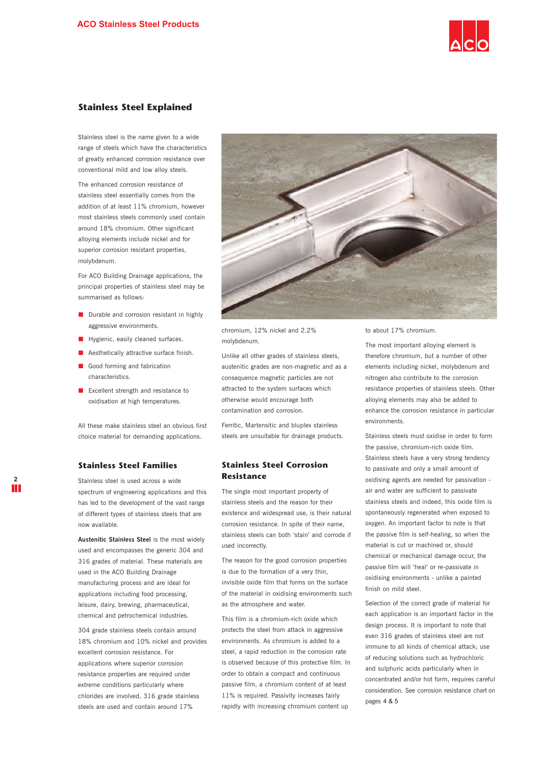## Stainless Steel Explained

Stainless steel is the name given to a wide range of steels which have the characteristics of greatly enhanced corrosion resistance over conventional mild and low alloy steels.

The enhanced corrosion resistance of stainless steel essentially comes from the addition of at least 11% chromium, however most stainless steels commonly used contain around 18% chromium. Other significant alloying elements include nickel and for superior corrosion resistant properties, molybdenum.

For ACO Building Drainage applications, the principal properties of stainless steel may be summarised as follows:

- Durable and corrosion resistant in highly aggressive environments.
- Hygienic, easily cleaned surfaces.
- Aesthetically attractive surface finish.
- Good forming and fabrication characteristics.
- Excellent strength and resistance to oxidisation at high temperatures.

All these make stainless steel an obvious first choice material for demanding applications.

### Stainless Steel Families

Stainless steel is used across a wide spectrum of engineering applications and this has led to the development of the vast range of different types of stainless steels that are now available.

**Austenitic Stainless Steel** is the most widely used and encompasses the generic 304 and 316 grades of material. These materials are used in the ACO Building Drainage manufacturing process and are ideal for applications including food processing, leisure, dairy, brewing, pharmaceutical, chemical and petrochemical industries.

304 grade stainless steels contain around 18% chromium and 10% nickel and provides excellent corrosion resistance. For applications where superior corrosion resistance properties are required under extreme conditions particularly where chlorides are involved, 316 grade stainless steels are used and contain around 17% chromium, 12% nickel and 2.2% molybdenum.

Unlike all other grades of stainless steels, austenitic grades are non-magnetic and as a consequence magnetic particles are not attracted to the system surfaces which otherwise would encourage both contamination and corrosion.

Ferritic, Martensitic and bluplex stainless steels are unsuitable for drainage products.

### Stainless Steel Corrosion Resistance

The single most important property of stainless steels and the reason for their existence and widespread use, is their natural corrosion resistance. In spite of their name, stainless steels can both 'stain' and corrode if used incorrectly.

The reason for the good corrosion properties is due to the formation of a very thin, invisible oxide film that forms on the surface of the material in oxidising environments such as the atmosphere and water.

This film is a chromium-rich oxide which protects the steel from attack in aggressive environments. As chromium is added to a steel, a rapid reduction in the corrosion rate is observed because of this protective film. In order to obtain a compact and continuous passive film, a chromium content of at least 11% is required. Passivity increases fairly rapidly with increasing chromium content up to about 17% chromium.

The most important alloying element is therefore chromium, but a number of other elements including nickel, molybdenum and nitrogen also contribute to the corrosion resistance properties of stainless steels. Other alloying elements may also be added to enhance the corrosion resistance in particular environments.

Stainless steels must oxidise in order to form the passive, chromium-rich oxide film. Stainless steels have a very strong tendency to passivate and only a small amount of oxidising agents are needed for passivation - air and water are sufficient to passivate stainless steels and indeed, this oxide film is spontaneously regenerated when exposed to oxygen. An important factor to note is that the passive film is self-healing, so when the material is cut or machined or, should chemical or mechanical damage occur, the passive film will 'heal' or re-passivate in oxidising environments - unlike a painted finish on mild steel.

Selection of the correct grade of material for each application is an important factor in the design process. It is important to note that even 316 grades of stainless steel are not immune to all kinds of chemical attack; use of reducing solutions such as hydrochloric and sulphuric acids particularly when in concentrated and/or hot form, requires careful consideration. See corrosion resistance chart on pages 4 & 5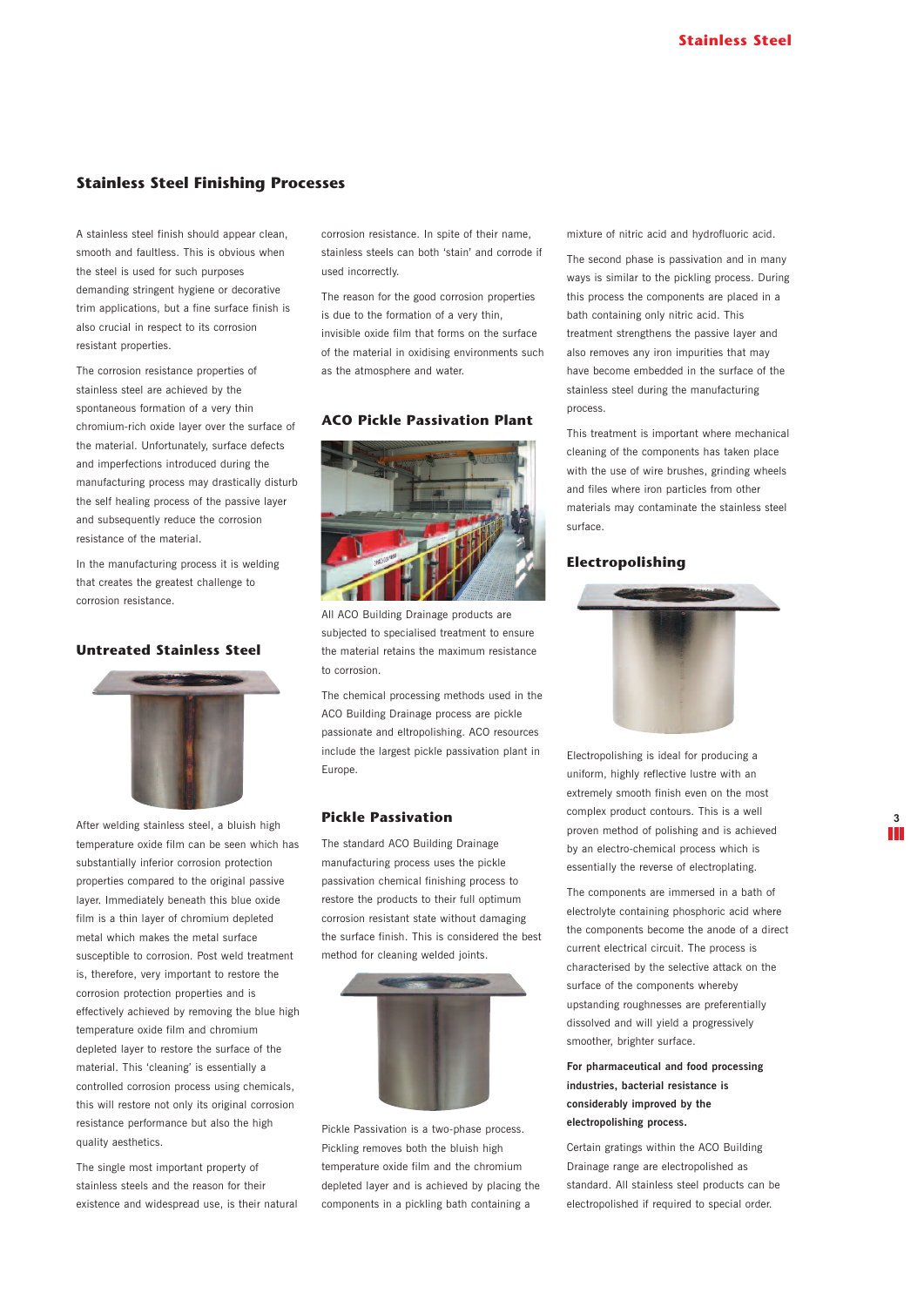## Stainless Steel Finishing Processes

A stainless steel finish should appear clean, smooth and faultless. This is obvious when the steel is used for such purposes demanding stringent hygiene or decorative trim applications, but a fine surface finish is also crucial in respect to its corrosion resistant properties.

The corrosion resistance properties of stainless steel are achieved by the spontaneous formation of a very thin chromium-rich oxide layer over the surface of the material. Unfortunately, surface defects and imperfections introduced during the manufacturing process may drastically disturb the self healing process of the passive layer and subsequently reduce the corrosion resistance of the material.

In the manufacturing process it is welding that creates the greatest challenge to corrosion resistance.

### Untreated Stainless Steel

After welding stainless steel, a bluish high temperature oxide film can be seen which has substantially inferior corrosion protection properties compared to the original passive layer. Immediately beneath this blue oxide film is a thin layer of chromium depleted metal which makes the metal surface susceptible to corrosion. Post weld treatment is, therefore, very important to restore the corrosion protection properties and is effectively achieved by removing the blue high temperature oxide film and chromium depleted layer to restore the surface of the material. This 'cleaning' is essentially a controlled corrosion process using chemicals, this will restore not only its original corrosion resistance performance but also the high quality aesthetics.

The single most important property of stainless steels and the reason for their existence and widespread use, is their natural corrosion resistance. In spite of their name, stainless steels can both 'stain' and corrode if used incorrectly.

The reason for the good corrosion properties is due to the formation of a very thin, invisible oxide film that forms on the surface of the material in oxidising environments such as the atmosphere and water.

### ACO Pickle Passivation Plant

All ACO Building Drainage products are subjected to specialised treatment to ensure the material retains the maximum resistance to corrosion.

The chemical processing methods used in the ACO Building Drainage process are pickle passionate and eltropolishing. ACO resources include the largest pickle passivation plant in Europe.

### Pickle Passivation

The standard ACO Building Drainage manufacturing process uses the pickle passivation chemical finishing process to restore the products to their full optimum corrosion resistant state without damaging the surface finish. This is considered the best method for cleaning welded joints.

Pickle Passivation is a two-phase process. Pickling removes both the bluish high temperature oxide film and the chromium depleted layer and is achieved by placing the components in a pickling bath containing a mixture of nitric acid and hydrofluoric acid.

The second phase is passivation and in many ways is similar to the pickling process. During this process the components are placed in a bath containing only nitric acid. This treatment strengthens the passive layer and also removes any iron impurities that may have become embedded in the surface of the stainless steel during the manufacturing process.

This treatment is important where mechanical cleaning of the components has taken place with the use of wire brushes, grinding wheels and files where iron particles from other materials may contaminate the stainless steel surface.

### Electropolishing

Electropolishing is ideal for producing a uniform, highly reflective lustre with an extremely smooth finish even on the most complex product contours. This is a well proven method of polishing and is achieved by an electro-chemical process which is essentially the reverse of electroplating.

The components are immersed in a bath of electrolyte containing phosphoric acid where the components become the anode of a direct current electrical circuit. The process is characterised by the selective attack on the surface of the components whereby upstanding roughnesses are preferentially dissolved and will yield a progressively smoother, brighter surface.

**For pharmaceutical and food processing industries, bacterial resistance is considerably improved by the electropolishing process.**

Certain gratings within the ACO Building Drainage range are electropolished as standard. All stainless steel products can be electropolished if required to special order.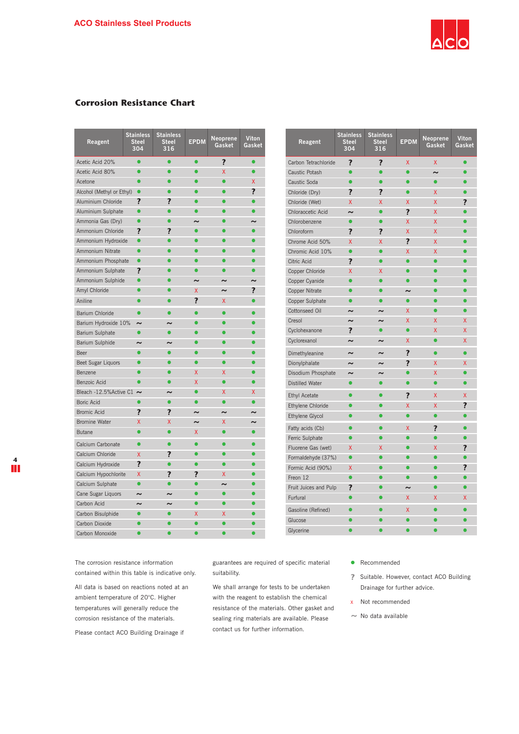ACO Stainless Steel Products

## Corrosion Resistance Chart

| Reagent | Stainless Steel 304 | Stainless Steel 316 | EPDM | Neoprene Gasket | Viton Gasket |
|---|---|---|---|---|---|
| Acetic Acid 20% | ● | ● | ● | ? | ● |
| Acetic Acid 80% | ● | ● | ● | x | ● |
| Acetone | ● | ● | ● | ● | x |
| Alcohol (Methyl or Ethyl) | ● | ● | ● | ● | ? |
| Aluminium Chloride | ? | ? | ● | ● | ● |
| Aluminium Sulphate | ● | ● | ● | ● | ● |
| Ammonia Gas (Dry) | ● | ● | ~ | ● | ~ |
| Ammonium Chloride | ? | ? | ● | ● | ● |
| Ammonium Hydroxide | ● | ● | ● | ● | ● |
| Ammonium Nitrate | ● | ● | ● | ● | ● |
| Ammonium Phosphate | ● | ● | ● | ● | ● |
| Ammonium Sulphate | ? | ● | ● | ● | ● |
| Ammonium Sulphide | ● | ● | ~ | ~ | ~ |
| Amyl Chloride | ● | ● | x | ~ | ? |
| Aniline | ● | ● | ? | x | ● |
| Barium Chloride | ● | ● | ● | ● | ● |
| Barium Hydroxide 10% | ~ | ~ | ● | ● | ● |
| Barium Sulphate | ● | ● | ● | ● | ● |
| Barium Sulphide | ~ | ~ | ● | ● | ● |
| Beer | ● | ● | ● | ● | ● |
| Beet Sugar Liquors | ● | ● | ● | ● | ● |
| Benzene | ● | ● | x | x | ● |
| Benzoic Acid | ● | ● | x | ● | ● |
| Bleach -12.5%Active Cl | ~ | ~ | ● | x | x |
| Boric Acid | ● | ● | ● | ● | ● |
| Bromic Acid | ? | ? | ~ | ~ | ~ |
| Bromine Water | x | x | ~ | x | ~ |
| Butane | ● | ● | x | ● | ● |
| Calcium Carbonate | ● | ● | ● | ● | ● |
| Calcium Chloride | x | ? | ● | ● | ● |
| Calcium Hydroxide | ? | ● | ● | ● | ● |
| Calcium Hypochlorite | x | ? | ? | x | ● |
| Calcium Sulphate | ● | ● | ● | ~ | ● |
| Cane Sugar Liquors | ~ | ~ | ● | ● | ● |
| Carbon Acid | ~ | ~ | ● | ● | ● |
| Carbon Bisulphide | ● | ● | x | x | ● |
| Carbon Dioxide | ● | ● | ● | ● | ● |
| Carbon Monoxide | ● | ● | ● | ● | ● |
| Carbon Tetrachloride | ? | ? | x | x | ● |
| Caustic Potash | ● | ● | ● | ~ | ● |
| Caustic Soda | ● | ● | ● | ● | ● |
| Chloride (Dry) | ? | ? | ● | x | ● |
| Chloride (Wet) | x | x | x | x | ? |
| Chloraocetic Acid | ~ | ● | ? | x | ● |
| Chlorobenzene | ● | ● | x | x | ● |
| Chloroform | ? | ? | x | x | ● |
| Chrome Acid 50% | x | x | ? | x | ● |
| Chromic Acid 10% | ● | ● | x | x | ● |
| Citric Acid | ? | ● | ● | ● | ● |
| Copper Chloride | x | x | ● | ● | ● |
| Copper Cyanide | ● | ● | ● | ● | ● |
| Copper Nitrate | ● | ● | ~ | ● | ● |
| Copper Sulphate | ● | ● | ● | ● | ● |
| Cottonseed Oil | ~ | ~ | x | ● | ● |
| Cresol | ~ | ~ | x | x | x |
| Cyclohexanone | ? | ● | ● | x | x |
| Cyclorexanol | ~ | ~ | x | ● | x |
| Dimethyleanine | ~ | ~ | ? | ● | ● |
| Dionylphalate | ~ | ~ | ? | x | x |
| Disodium Phosphate | ~ | ~ | ● | x | ● |
| Distilled Water | ● | ● | ● | ● | ● |
| Ethyl Acetate | ● | ● | ? | x | x |
| Ethylene Chloride | ● | ● | x | x | ? |
| Ethylene Glycol | ● | ● | ● | ● | ● |
| Fatty acids (Cb) | ● | ● | x | ? | ● |
| Ferric Sulphate | ● | ● | ● | ● | ● |
| Fluorene Gas (wet) | x | x | ● | x | ? |
| Formaldehyde (37%) | ● | ● | ● | ● | ● |
| Formic Acid (90%) | x | ● | ● | ● | ? |
| Freon 12 | ● | ● | ● | ● | ● |
| Fruit Juices and Pulp | ? | ● | ~ | ● | ● |
| Furfural | ● | ● | x | x | x |
| Gasoline (Refined) | ● | ● | x | ● | ● |
| Glucose | ● | ● | ● | ● | ● |
| Glycerine | ● | ● | ● | ● | ● |

The corrosion resistance information contained within this table is indicative only.

All data is based on reactions noted at an ambient temperature of 20°C. Higher temperatures will generally reduce the corrosion resistance of the materials.

Please contact ACO Building Drainage if guarantees are required of specific material suitability.

We shall arrange for tests to be undertaken with the reagent to establish the chemical resistance of the materials. Other gasket and sealing ring materials are available. Please contact us for further information.

- ● Recommended
- ? Suitable. However, contact ACO Building Drainage for further advice.
- x Not recommended
- ~ No data available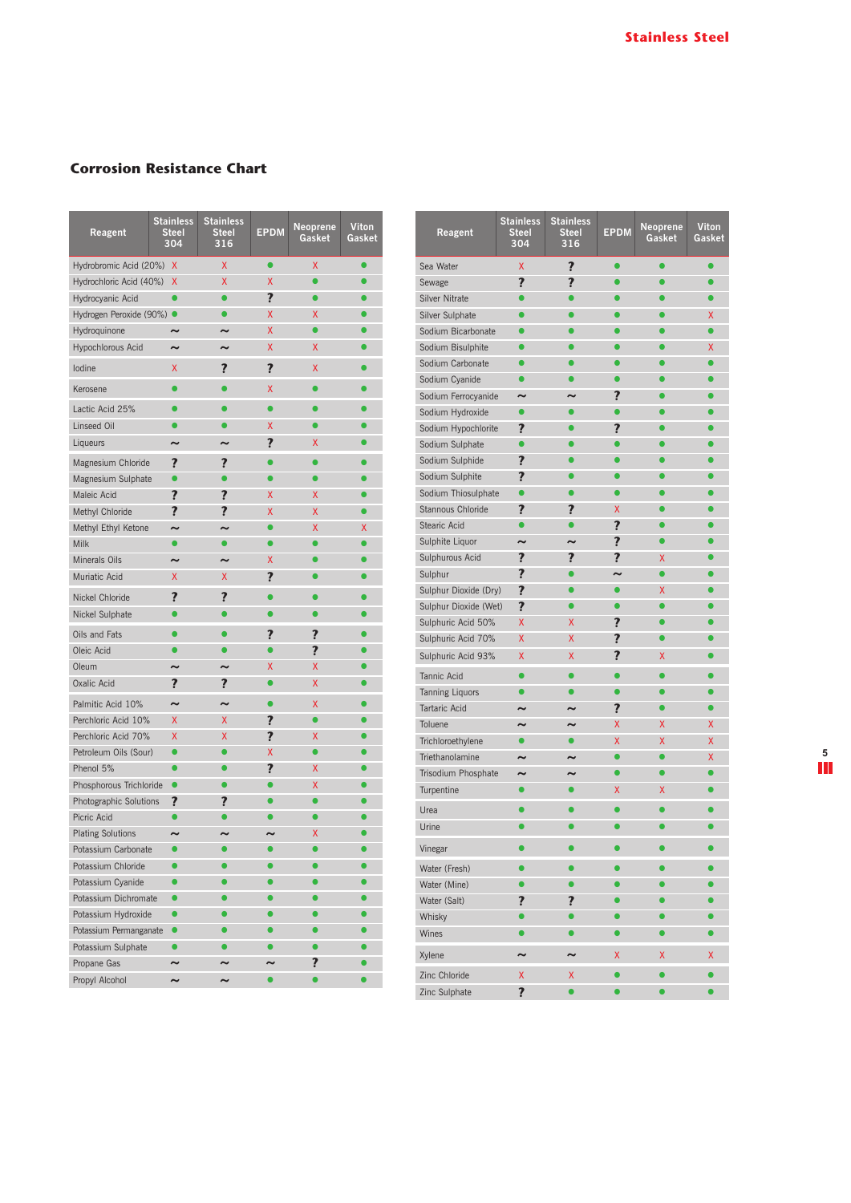## Corrosion Resistance Chart

| Reagent | Stainless Steel 304 | Stainless Steel 316 | EPDM | Neoprene Gasket | Viton Gasket |
|---|---|---|---|---|---|
| Hydrobromic Acid (20%) | X | X | ● | X | ● |
| Hydrochloric Acid (40%) | X | X | X | ● | ● |
| Hydrocyanic Acid | ● | ● | ? | ● | ● |
| Hydrogen Peroxide (90%) | ● | ● | X | X | ● |
| Hydroquinone | ~ | ~ | X | ● | ● |
| Hypochlorous Acid | ~ | ~ | X | X | ● |
| Iodine | X | ? | ? | X | ● |
| Kerosene | ● | ● | X | ● | ● |
| Lactic Acid 25% | ● | ● | ● | ● | ● |
| Linseed Oil | ● | ● | X | ● | ● |
| Liqueurs | ~ | ~ | ? | X | ● |
| Magnesium Chloride | ? | ? | ● | ● | ● |
| Magnesium Sulphate | ● | ● | ● | ● | ● |
| Maleic Acid | ? | ? | X | X | ● |
| Methyl Chloride | ? | ? | X | X | ● |
| Methyl Ethyl Ketone | ~ | ~ | ● | X | X |
| Milk | ● | ● | ● | ● | ● |
| Minerals Oils | ~ | ~ | X | ● | ● |
| Muriatic Acid | X | X | ? | ● | ● |
| Nickel Chloride | ? | ? | ● | ● | ● |
| Nickel Sulphate | ● | ● | ● | ● | ● |
| Oils and Fats | ● | ● | ? | ? | ● |
| Oleic Acid | ● | ● | ● | ? | ● |
| Oleum | ~ | ~ | X | X | ● |
| Oxalic Acid | ? | ? | ● | X | ● |
| Palmitic Acid 10% | ~ | ~ | ● | X | ● |
| Perchloric Acid 10% | X | X | ? | ● | ● |
| Perchloric Acid 70% | X | X | ? | X | ● |
| Petroleum Oils (Sour) | ● | ● | X | ● | ● |
| Phenol 5% | ● | ● | ? | X | ● |
| Phosphorous Trichloride | ● | ● | ● | X | ● |
| Photographic Solutions | ? | ? | ● | ● | ● |
| Picric Acid | ● | ● | ● | ● | ● |
| Plating Solutions | ~ | ~ | ~ | X | ● |
| Potassium Carbonate | ● | ● | ● | ● | ● |
| Potassium Chloride | ● | ● | ● | ● | ● |
| Potassium Cyanide | ● | ● | ● | ● | ● |
| Potassium Dichromate | ● | ● | ● | ● | ● |
| Potassium Hydroxide | ● | ● | ● | ● | ● |
| Potassium Permanganate | ● | ● | ● | ● | ● |
| Potassium Sulphate | ● | ● | ● | ● | ● |
| Propane Gas | ~ | ~ | ~ | ? | ● |
| Propyl Alcohol | ~ | ~ | ● | ● | ● |

| Reagent | Stainless Steel 304 | Stainless Steel 316 | EPDM | Neoprene Gasket | Viton Gasket |
|---|---|---|---|---|---|
| Sea Water | X | ? | ● | ● | ● |
| Sewage | ? | ? | ● | ● | ● |
| Silver Nitrate | ● | ● | ● | ● | ● |
| Silver Sulphate | ● | ● | ● | ● | X |
| Sodium Bicarbonate | ● | ● | ● | ● | ● |
| Sodium Bisulphite | ● | ● | ● | ● | X |
| Sodium Carbonate | ● | ● | ● | ● | ● |
| Sodium Cyanide | ● | ● | ● | ● | ● |
| Sodium Ferrocyanide | ~ | ~ | ? | ● | ● |
| Sodium Hydroxide | ● | ● | ● | ● | ● |
| Sodium Hypochlorite | ? | ● | ? | ● | ● |
| Sodium Sulphate | ● | ● | ● | ● | ● |
| Sodium Sulphide | ? | ● | ● | ● | ● |
| Sodium Sulphite | ? | ● | ● | ● | ● |
| Sodium Thiosulphate | ● | ● | ● | ● | ● |
| Stannous Chloride | ? | ? | X | ● | ● |
| Stearic Acid | ● | ● | ? | ● | ● |
| Sulphite Liquor | ~ | ~ | ? | ● | ● |
| Sulphurous Acid | ? | ? | ? | X | ● |
| Sulphur | ? | ● | ~ | ● | ● |
| Sulphur Dioxide (Dry) | ? | ● | ● | X | ● |
| Sulphur Dioxide (Wet) | ? | ● | ● | ● | ● |
| Sulphuric Acid 50% | X | X | ? | ● | ● |
| Sulphuric Acid 70% | X | X | ? | ● | ● |
| Sulphuric Acid 93% | X | X | ? | X | ● |
| Tannic Acid | ● | ● | ● | ● | ● |
| Tanning Liquors | ● | ● | ● | ● | ● |
| Tartaric Acid | ~ | ~ | ? | ● | ● |
| Toluene | ~ | ~ | X | X | X |
| Trichloroethylene | ● | ● | X | X | X |
| Triethanolamine | ~ | ~ | ● | ● | X |
| Trisodium Phosphate | ~ | ~ | ● | ● | ● |
| Turpentine | ● | ● | X | X | ● |
| Urea | ● | ● | ● | ● | ● |
| Urine | ● | ● | ● | ● | ● |
| Vinegar | ● | ● | ● | ● | ● |
| Water (Fresh) | ● | ● | ● | ● | ● |
| Water (Mine) | ● | ● | ● | ● | ● |
| Water (Salt) | ? | ? | ● | ● | ● |
| Whisky | ● | ● | ● | ● | ● |
| Wines | ● | ● | ● | ● | ● |
| Xylene | ~ | ~ | X | X | X |
| Zinc Chloride | X | X | ● | ● | ● |
| Zinc Sulphate | ? | ● | ● | ● | ● |